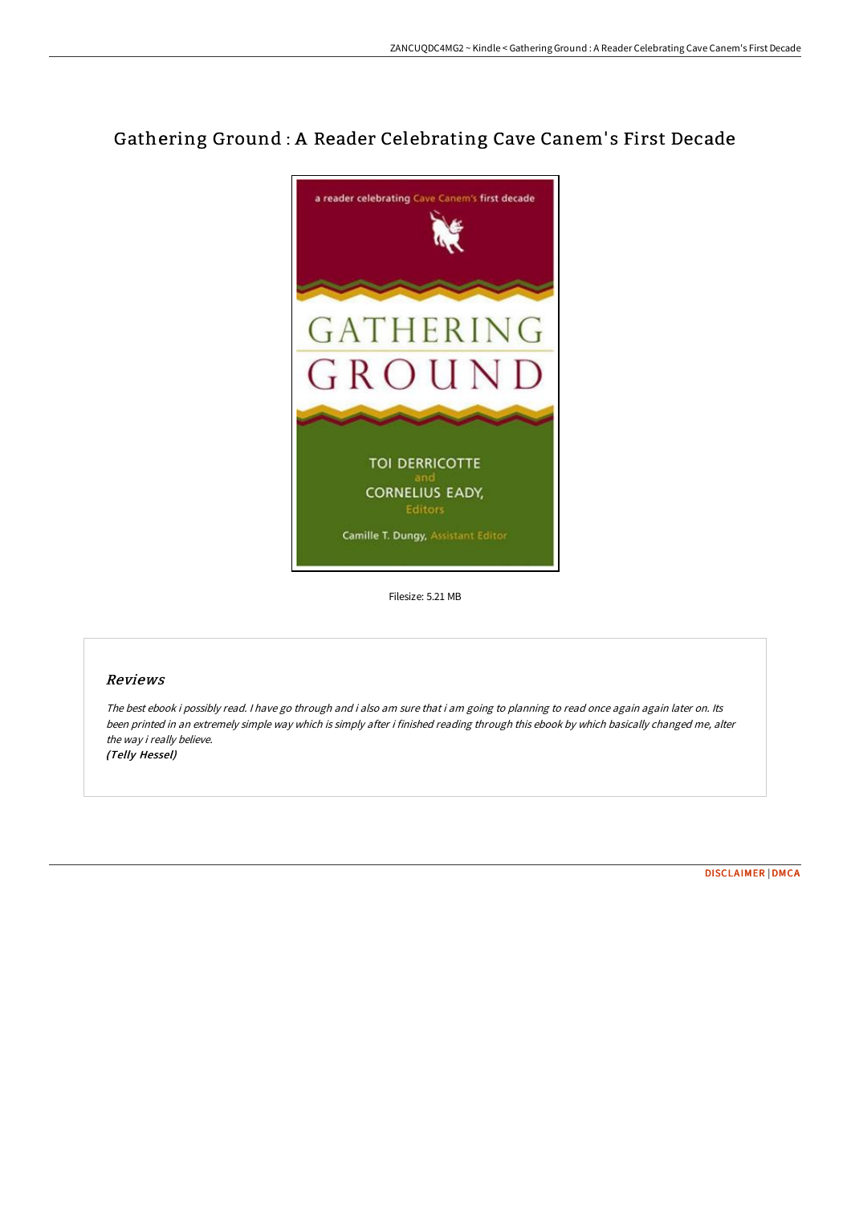# Gathering Ground : A Reader Celebrating Cave Canem's First Decade

Filesize: 5.21 MB

## Reviews

*The best ebook i possibly read. I have go through and i also am sure that i am going to planning to read once again again later on. Its been printed in an extremely simple way which is simply after i finished reading through this ebook by which basically changed me, alter the way i really believe.*

*(Telly Hessel)*

DISCLAIMER | DMCA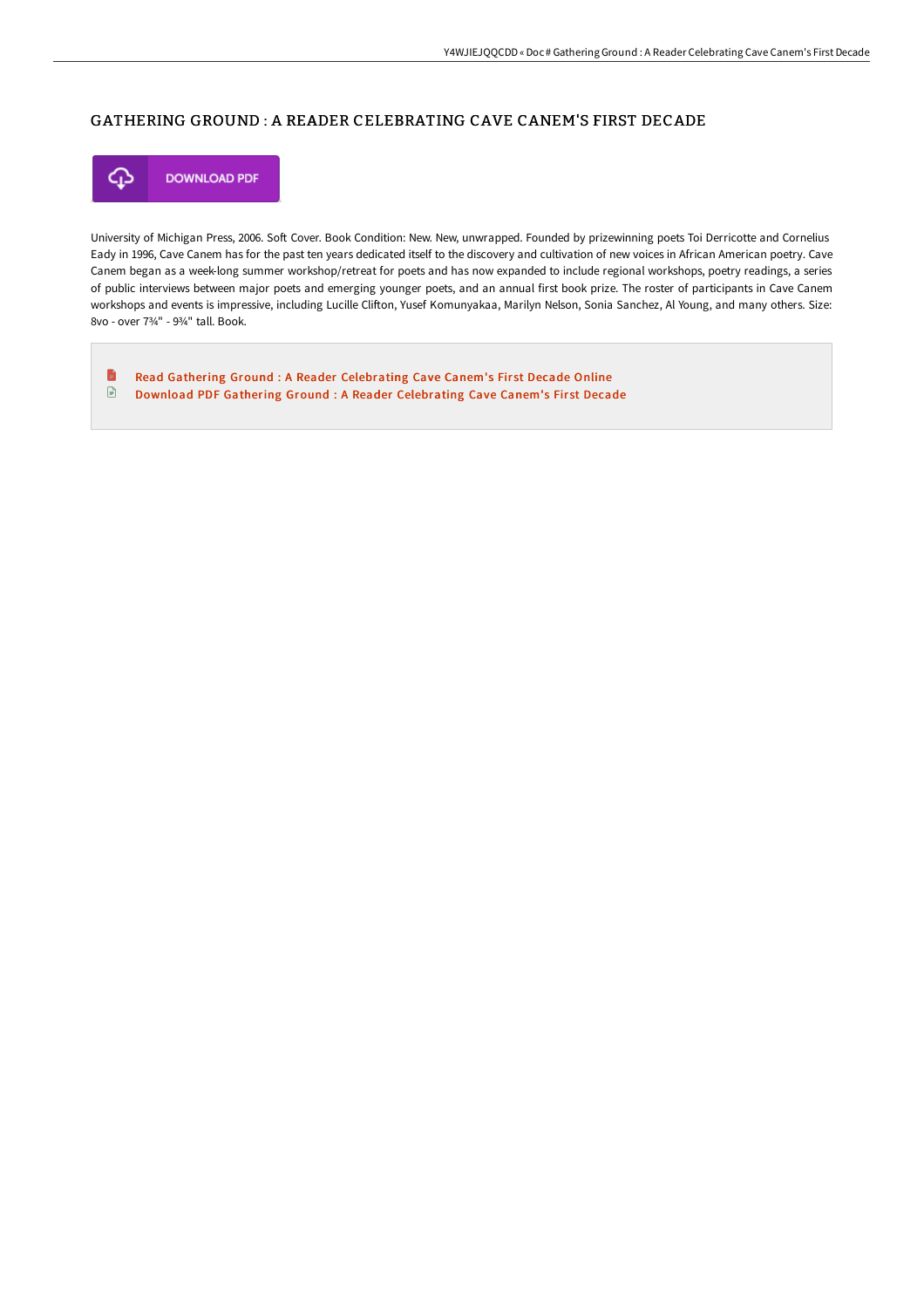# GATHERING GROUND : A READER CELEBRATING CAVE CANEM'S FIRST DECADE

DOWNLOAD PDF

University of Michigan Press, 2006. Soft Cover. Book Condition: New. New, unwrapped. Founded by prizewinning poets Toi Derricotte and Cornelius Eady in 1996, Cave Canem has for the past ten years dedicated itself to the discovery and cultivation of new voices in African American poetry. Cave Canem began as a week-long summer workshop/retreat for poets and has now expanded to include regional workshops, poetry readings, a series of public interviews between major poets and emerging younger poets, and an annual first book prize. The roster of participants in Cave Canem workshops and events is impressive, including Lucille Clifton, Yusef Komunyakaa, Marilyn Nelson, Sonia Sanchez, Al Young, and many others. Size: 8vo - over 7¾" - 9¾" tall. Book.

- Read Gathering Ground : A Reader Celebrating Cave Canem's First Decade Online
- Download PDF Gathering Ground : A Reader Celebrating Cave Canem's First Decade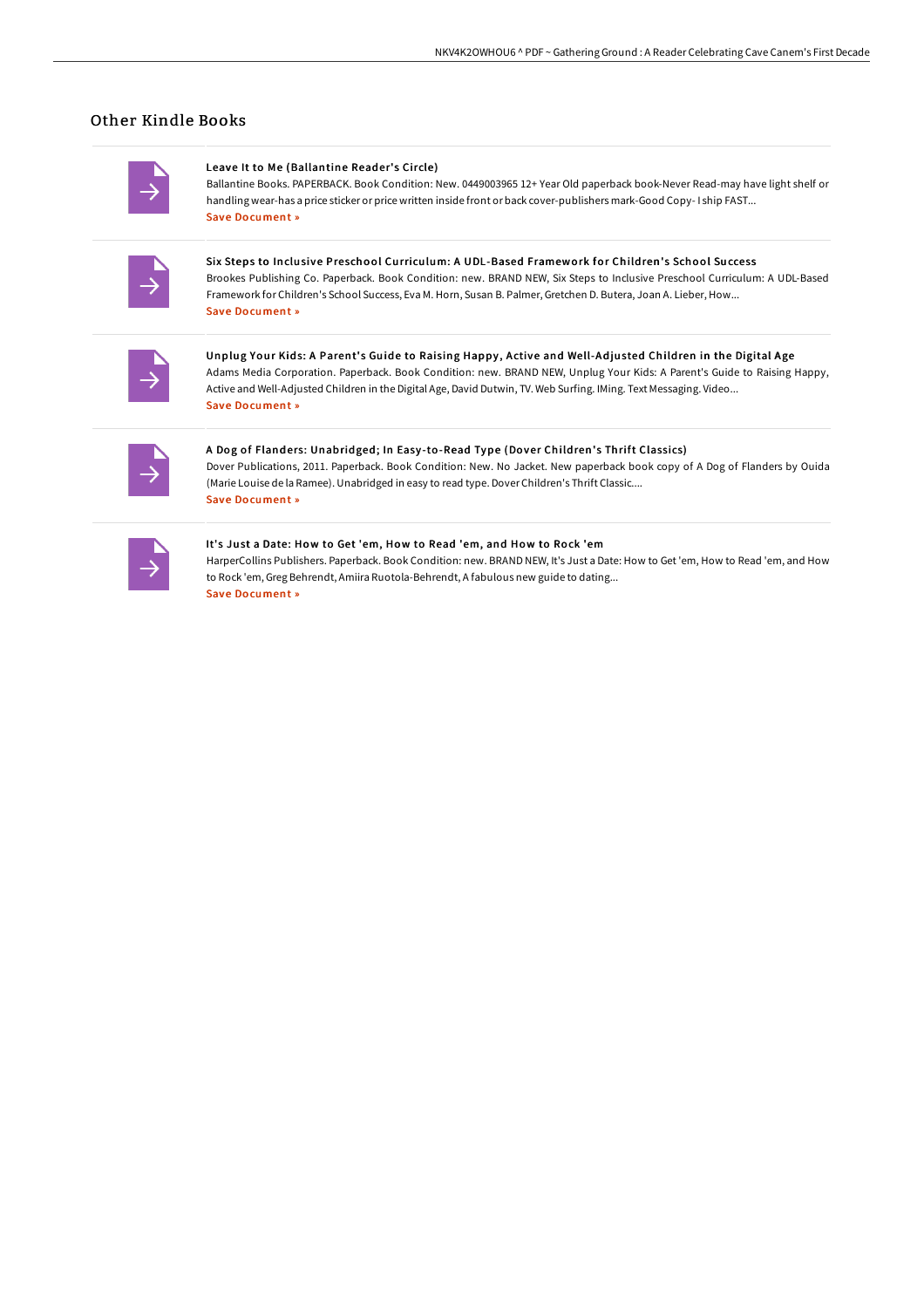## Other Kindle Books

**Leave It to Me (Ballantine Reader's Circle)**

Ballantine Books. PAPERBACK. Book Condition: New. 0449003965 12+ Year Old paperback book-Never Read-may have light shelf or handling wear-has a price sticker or price written inside front or back cover-publishers mark-Good Copy- I ship FAST...

Save Document »

**Six Steps to Inclusive Preschool Curriculum: A UDL-Based Framework for Children's School Success**

Brookes Publishing Co. Paperback. Book Condition: new. BRAND NEW, Six Steps to Inclusive Preschool Curriculum: A UDL-Based Framework for Children's School Success, Eva M. Horn, Susan B. Palmer, Gretchen D. Butera, Joan A. Lieber, How...

Save Document »

**Unplug Your Kids: A Parent's Guide to Raising Happy, Active and Well-Adjusted Children in the Digital Age**

Adams Media Corporation. Paperback. Book Condition: new. BRAND NEW, Unplug Your Kids: A Parent's Guide to Raising Happy, Active and Well-Adjusted Children in the Digital Age, David Dutwin, TV. Web Surfing. IMing. Text Messaging. Video...

Save Document »

**A Dog of Flanders: Unabridged; In Easy-to-Read Type (Dover Children's Thrift Classics)**

Dover Publications, 2011. Paperback. Book Condition: New. No Jacket. New paperback book copy of A Dog of Flanders by Ouida (Marie Louise de la Ramee). Unabridged in easy to read type. Dover Children's Thrift Classic....

Save Document »

**It's Just a Date: How to Get 'em, How to Read 'em, and How to Rock 'em**

HarperCollins Publishers. Paperback. Book Condition: new. BRAND NEW, It's Just a Date: How to Get 'em, How to Read 'em, and How to Rock 'em, Greg Behrendt, Amiira Ruotola-Behrendt, A fabulous new guide to dating...

Save Document »